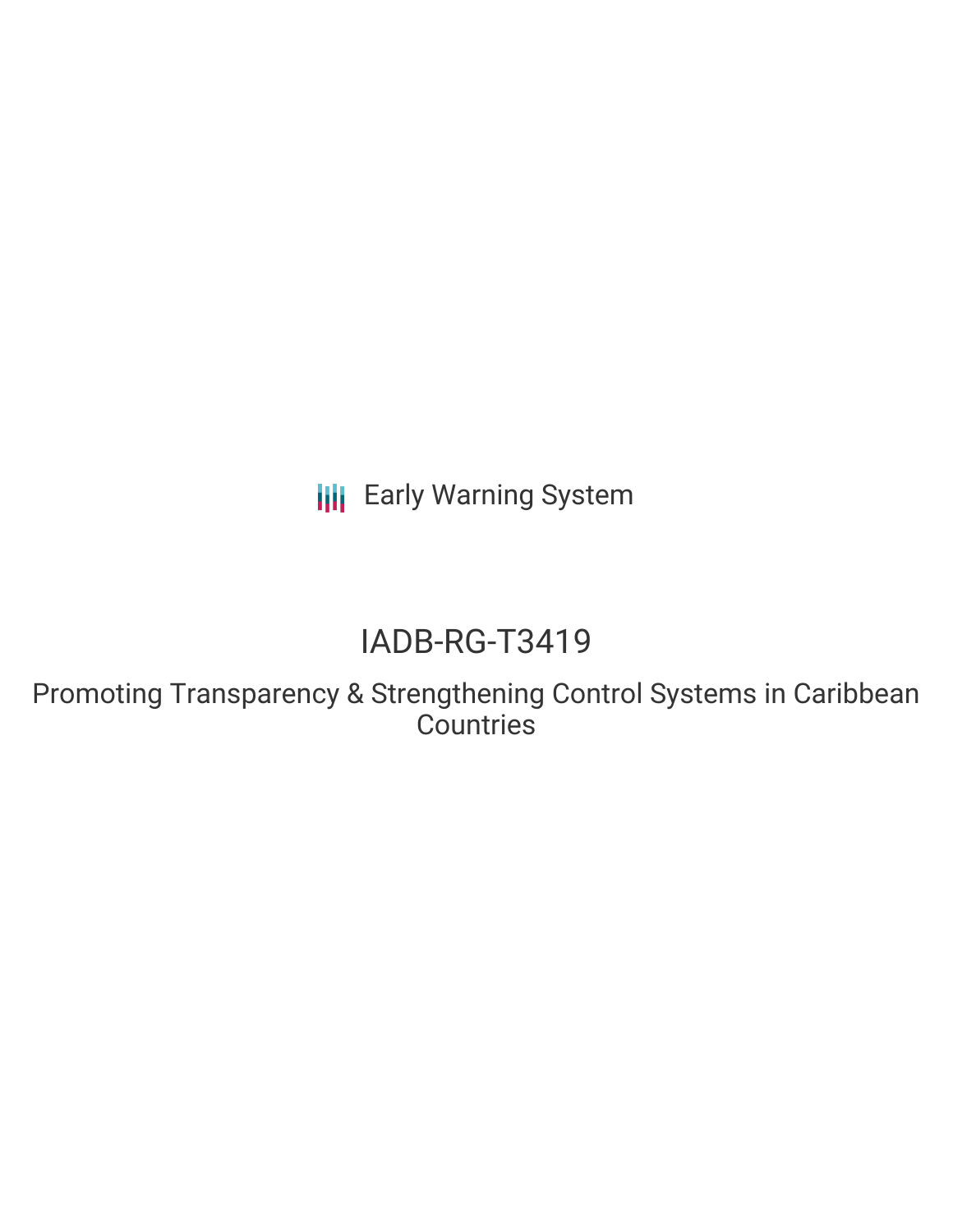Early Warning System

# IADB-RG-T3419

## Promoting Transparency & Strengthening Control Systems in Caribbean Countries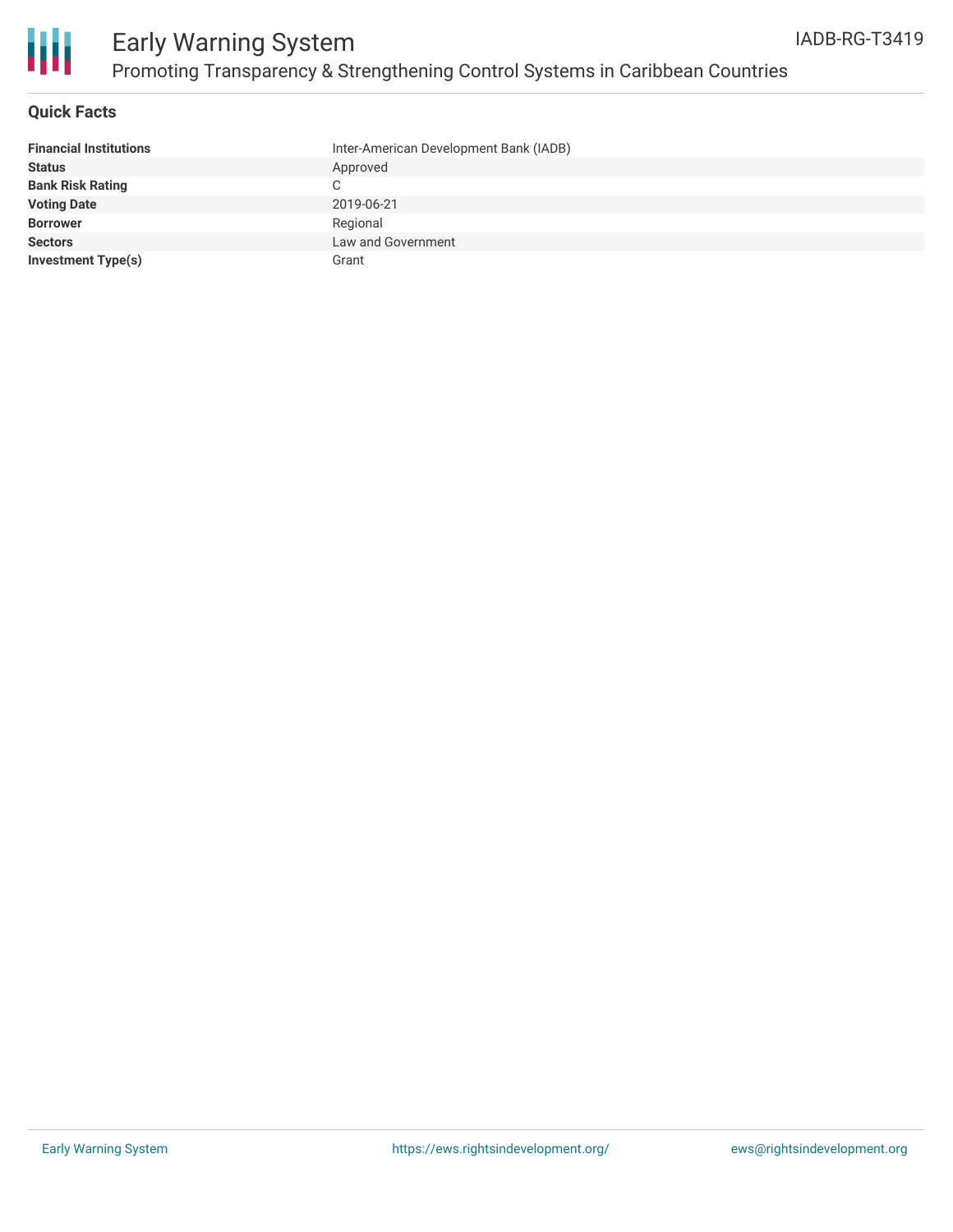## Quick Facts

| | |
|---|---|
| **Financial Institutions** | Inter-American Development Bank (IADB) |
| **Status** | Approved |
| **Bank Risk Rating** | C |
| **Voting Date** | 2019-06-21 |
| **Borrower** | Regional |
| **Sectors** | Law and Government |
| **Investment Type(s)** | Grant |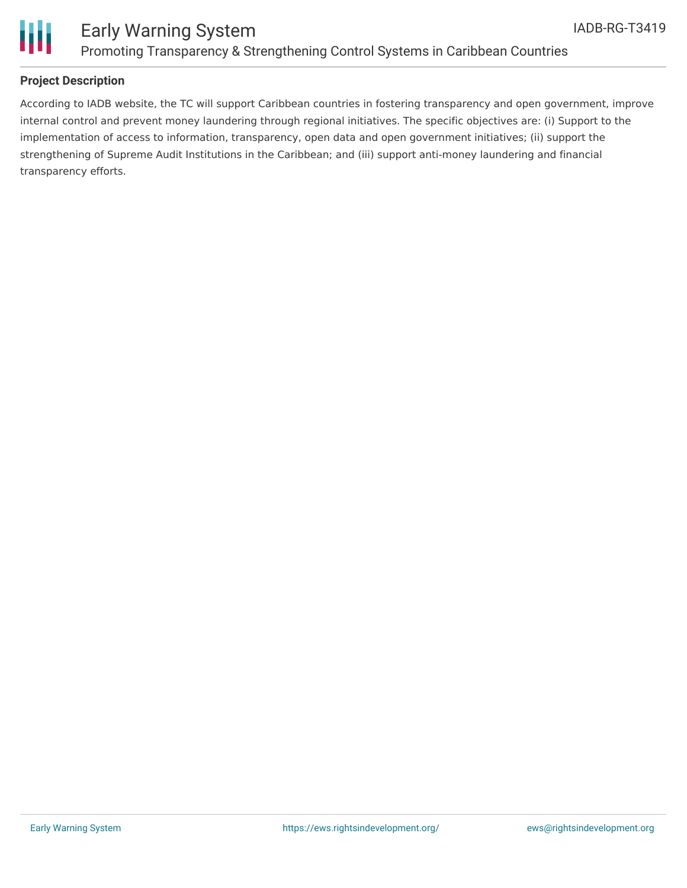## Project Description

According to IADB website, the TC will support Caribbean countries in fostering transparency and open government, improve internal control and prevent money laundering through regional initiatives. The specific objectives are: (i) Support to the implementation of access to information, transparency, open data and open government initiatives; (ii) support the strengthening of Supreme Audit Institutions in the Caribbean; and (iii) support anti-money laundering and financial transparency efforts.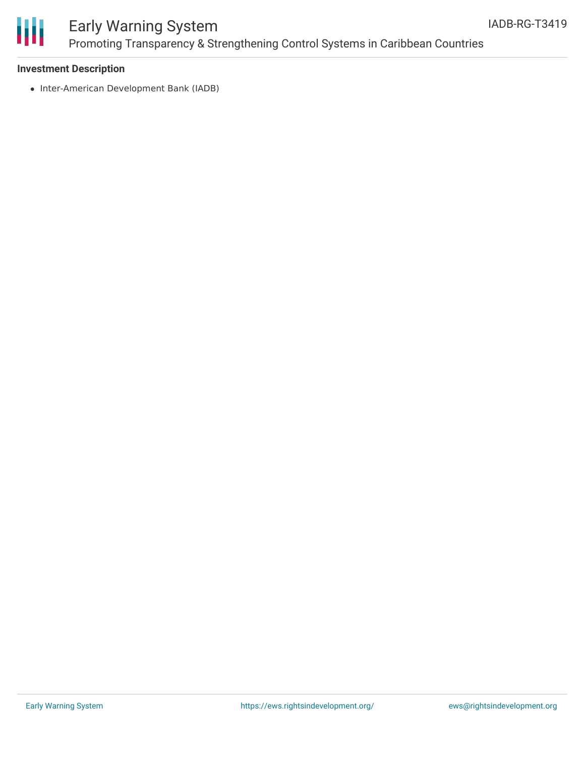### Investment Description

- Inter-American Development Bank (IADB)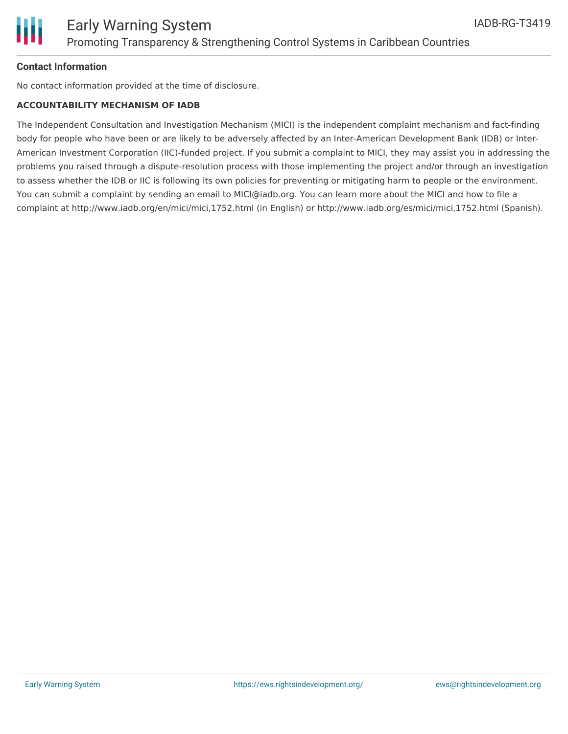**Contact Information**

No contact information provided at the time of disclosure.

**ACCOUNTABILITY MECHANISM OF IADB**

The Independent Consultation and Investigation Mechanism (MICI) is the independent complaint mechanism and fact-finding body for people who have been or are likely to be adversely affected by an Inter-American Development Bank (IDB) or Inter-American Investment Corporation (IIC)-funded project. If you submit a complaint to MICI, they may assist you in addressing the problems you raised through a dispute-resolution process with those implementing the project and/or through an investigation to assess whether the IDB or IIC is following its own policies for preventing or mitigating harm to people or the environment. You can submit a complaint by sending an email to MICI@iadb.org. You can learn more about the MICI and how to file a complaint at http://www.iadb.org/en/mici/mici,1752.html (in English) or http://www.iadb.org/es/mici/mici,1752.html (Spanish).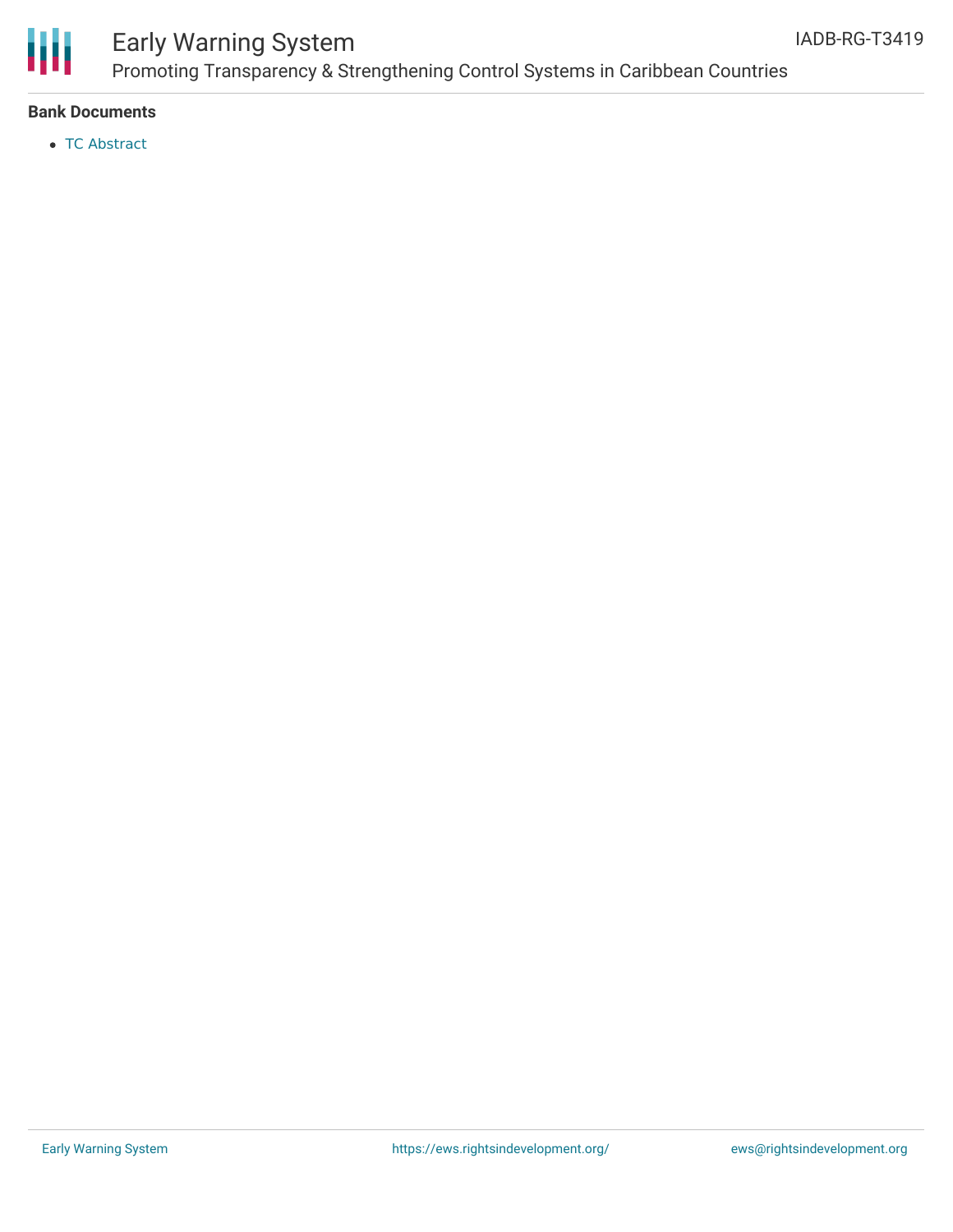**Bank Documents**

- TC Abstract